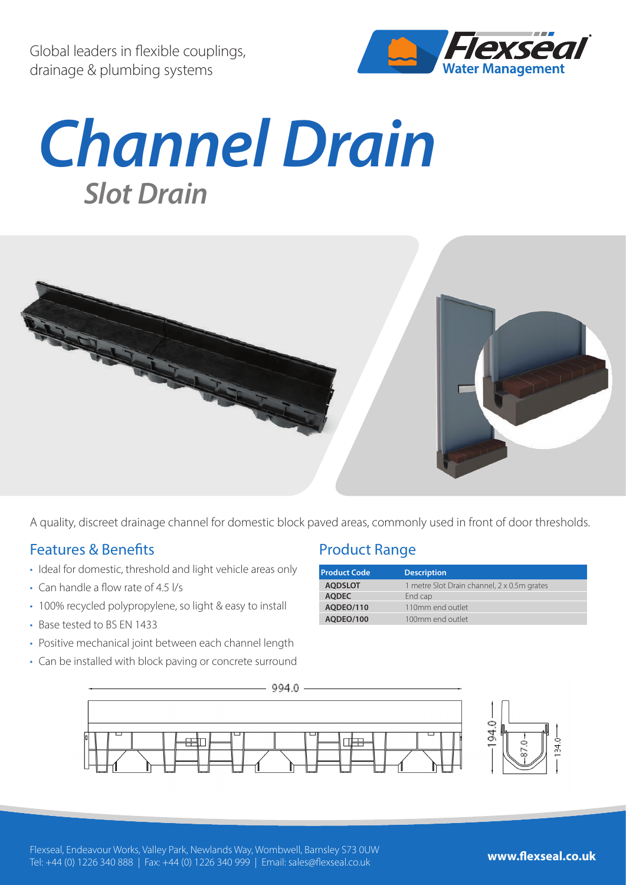Global leaders in flexible couplings, drainage & plumbing systems

# Channel Drain

## Slot Drain

A quality, discreet drainage channel for domestic block paved areas, commonly used in front of door thresholds.

### Features & Benefits

- Ideal for domestic, threshold and light vehicle areas only
- Can handle a flow rate of 4.5 l/s
- 100% recycled polypropylene, so light & easy to install
- Base tested to BS EN 1433
- Positive mechanical joint between each channel length
- Can be installed with block paving or concrete surround

### Product Range

| Product Code | Description |
| --- | --- |
| AQDSLOT | 1 metre Slot Drain channel, 2 x 0.5m grates |
| AQDEC | End cap |
| AQDEO/110 | 110mm end outlet |
| AQDEO/100 | 100mm end outlet |

994.0

194.0

87.0

134.0

Flexseal, Endeavour Works, Valley Park, Newlands Way, Wombwell, Barnsley S73 0UW
Tel: +44 (0) 1226 340 888 | Fax: +44 (0) 1226 340 999 | Email: sales@flexseal.co.uk

**www.flexseal.co.uk**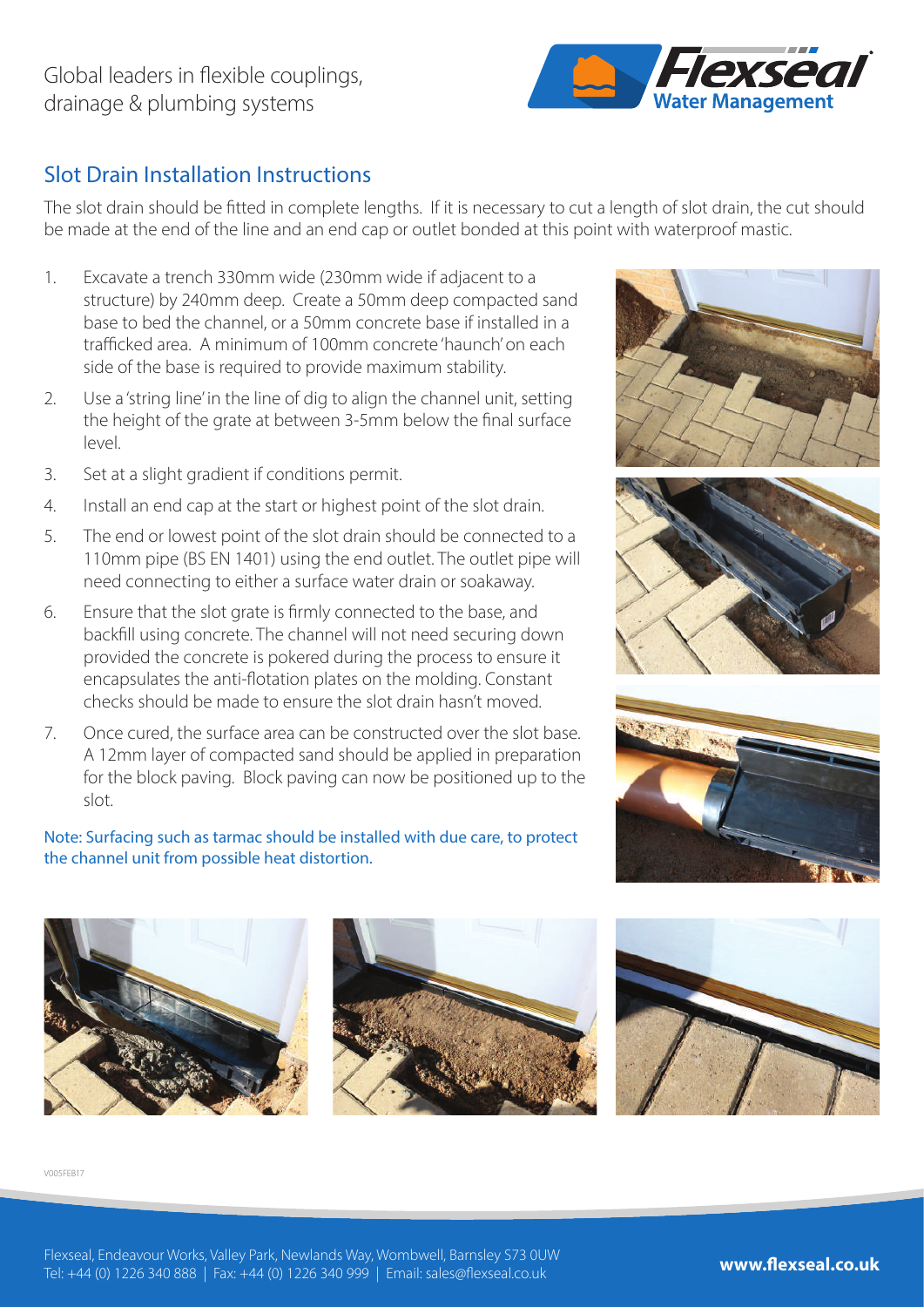Global leaders in flexible couplings, drainage & plumbing systems

## Slot Drain Installation Instructions

The slot drain should be fitted in complete lengths. If it is necessary to cut a length of slot drain, the cut should be made at the end of the line and an end cap or outlet bonded at this point with waterproof mastic.

1. Excavate a trench 330mm wide (230mm wide if adjacent to a structure) by 240mm deep. Create a 50mm deep compacted sand base to bed the channel, or a 50mm concrete base if installed in a trafficked area. A minimum of 100mm concrete 'haunch' on each side of the base is required to provide maximum stability.
2. Use a 'string line' in the line of dig to align the channel unit, setting the height of the grate at between 3-5mm below the final surface level.
3. Set at a slight gradient if conditions permit.
4. Install an end cap at the start or highest point of the slot drain.
5. The end or lowest point of the slot drain should be connected to a 110mm pipe (BS EN 1401) using the end outlet. The outlet pipe will need connecting to either a surface water drain or soakaway.
6. Ensure that the slot grate is firmly connected to the base, and backfill using concrete. The channel will not need securing down provided the concrete is pokered during the process to ensure it encapsulates the anti-flotation plates on the molding. Constant checks should be made to ensure the slot drain hasn't moved.
7. Once cured, the surface area can be constructed over the slot base. A 12mm layer of compacted sand should be applied in preparation for the block paving. Block paving can now be positioned up to the slot.

Note: Surfacing such as tarmac should be installed with due care, to protect the channel unit from possible heat distortion.

V005FEB17

Flexseal, Endeavour Works, Valley Park, Newlands Way, Wombwell, Barnsley S73 0UW
Tel: +44 (0) 1226 340 888 | Fax: +44 (0) 1226 340 999 | Email: sales@flexseal.co.uk

**www.flexseal.co.uk**